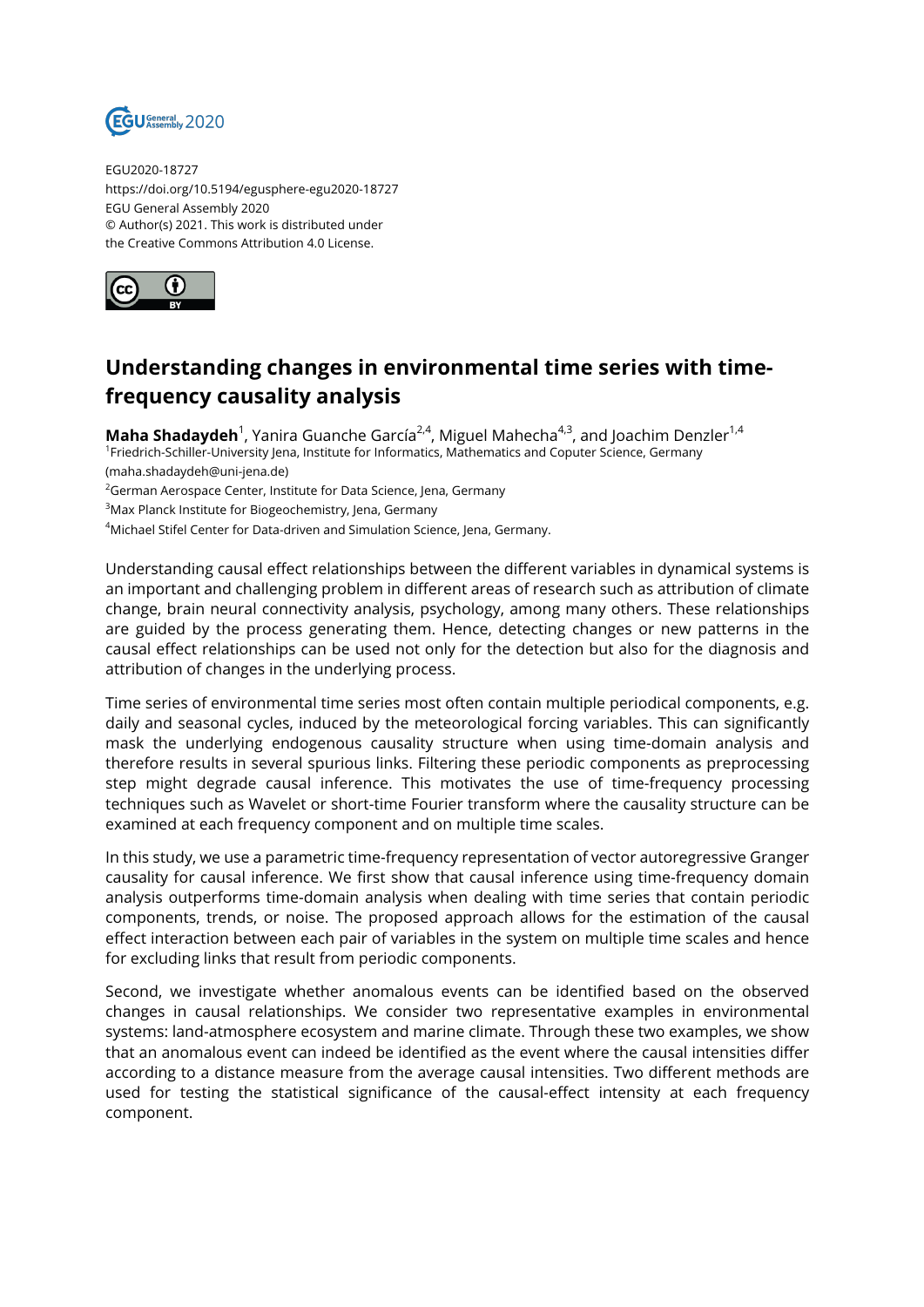EGU2020-18727
https://doi.org/10.5194/egusphere-egu2020-18727
EGU General Assembly 2020
© Author(s) 2021. This work is distributed under
the Creative Commons Attribution 4.0 License.

# Understanding changes in environmental time series with time-frequency causality analysis

**Maha Shadaydeh**[1], Yanira Guanche García[2,4], Miguel Mahecha[4,3], and Joachim Denzler[1,4]

[1]Friedrich-Schiller-University Jena, Institute for Informatics, Mathematics and Coputer Science, Germany (maha.shadaydeh@uni-jena.de)
[2]German Aerospace Center, Institute for Data Science, Jena, Germany
[3]Max Planck Institute for Biogeochemistry, Jena, Germany
[4]Michael Stifel Center for Data-driven and Simulation Science, Jena, Germany.

Understanding causal effect relationships between the different variables in dynamical systems is an important and challenging problem in different areas of research such as attribution of climate change, brain neural connectivity analysis, psychology, among many others. These relationships are guided by the process generating them. Hence, detecting changes or new patterns in the causal effect relationships can be used not only for the detection but also for the diagnosis and attribution of changes in the underlying process.

Time series of environmental time series most often contain multiple periodical components, e.g. daily and seasonal cycles, induced by the meteorological forcing variables. This can significantly mask the underlying endogenous causality structure when using time-domain analysis and therefore results in several spurious links. Filtering these periodic components as preprocessing step might degrade causal inference. This motivates the use of time-frequency processing techniques such as Wavelet or short-time Fourier transform where the causality structure can be examined at each frequency component and on multiple time scales.

In this study, we use a parametric time-frequency representation of vector autoregressive Granger causality for causal inference. We first show that causal inference using time-frequency domain analysis outperforms time-domain analysis when dealing with time series that contain periodic components, trends, or noise. The proposed approach allows for the estimation of the causal effect interaction between each pair of variables in the system on multiple time scales and hence for excluding links that result from periodic components.

Second, we investigate whether anomalous events can be identified based on the observed changes in causal relationships. We consider two representative examples in environmental systems: land-atmosphere ecosystem and marine climate. Through these two examples, we show that an anomalous event can indeed be identified as the event where the causal intensities differ according to a distance measure from the average causal intensities. Two different methods are used for testing the statistical significance of the causal-effect intensity at each frequency component.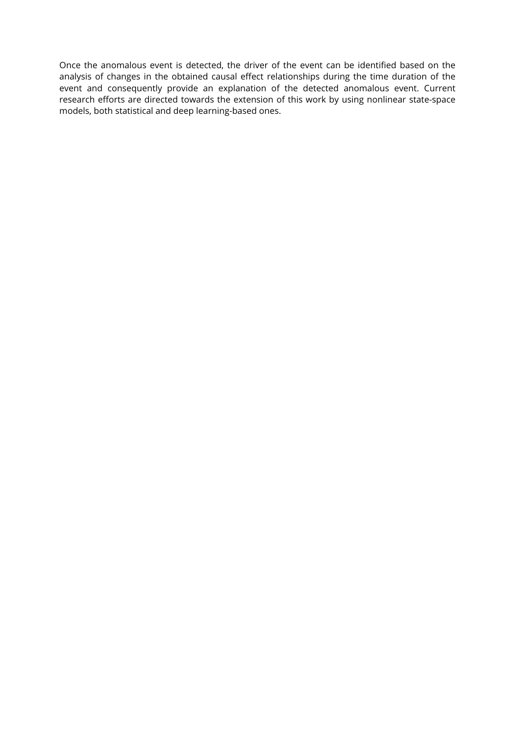Once the anomalous event is detected, the driver of the event can be identified based on the analysis of changes in the obtained causal effect relationships during the time duration of the event and consequently provide an explanation of the detected anomalous event. Current research efforts are directed towards the extension of this work by using nonlinear state-space models, both statistical and deep learning-based ones.